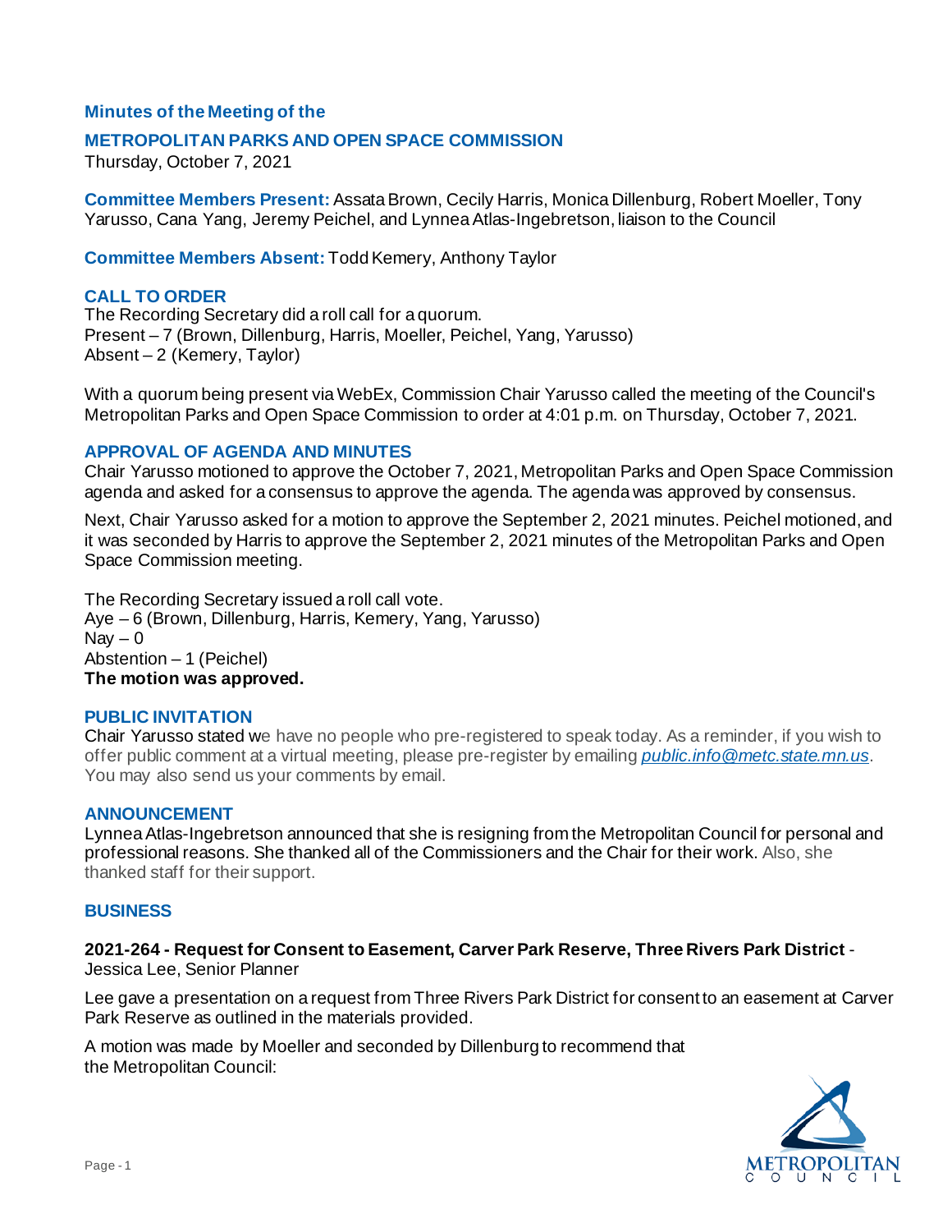## Minutes of the Meeting of the

## METROPOLITAN PARKS AND OPEN SPACE COMMISSION

Thursday, October 7, 2021

**Committee Members Present:** Assata Brown, Cecily Harris, Monica Dillenburg, Robert Moeller, Tony Yarusso, Cana Yang, Jeremy Peichel, and Lynnea Atlas-Ingebretson, liaison to the Council

**Committee Members Absent:** Todd Kemery, Anthony Taylor

### CALL TO ORDER

The Recording Secretary did a roll call for a quorum.
Present – 7 (Brown, Dillenburg, Harris, Moeller, Peichel, Yang, Yarusso)
Absent – 2 (Kemery, Taylor)

With a quorum being present via WebEx, Commission Chair Yarusso called the meeting of the Council's Metropolitan Parks and Open Space Commission to order at 4:01 p.m. on Thursday, October 7, 2021.

### APPROVAL OF AGENDA AND MINUTES

Chair Yarusso motioned to approve the October 7, 2021, Metropolitan Parks and Open Space Commission agenda and asked for a consensus to approve the agenda. The agenda was approved by consensus.

Next, Chair Yarusso asked for a motion to approve the September 2, 2021 minutes. Peichel motioned, and it was seconded by Harris to approve the September 2, 2021 minutes of the Metropolitan Parks and Open Space Commission meeting.

The Recording Secretary issued a roll call vote.
Aye – 6 (Brown, Dillenburg, Harris, Kemery, Yang, Yarusso)
Nay – 0
Abstention – 1 (Peichel)
**The motion was approved.**

### PUBLIC INVITATION

Chair Yarusso stated we have no people who pre-registered to speak today. As a reminder, if you wish to offer public comment at a virtual meeting, please pre-register by emailing *public.info@metc.state.mn.us*. You may also send us your comments by email.

### ANNOUNCEMENT

Lynnea Atlas-Ingebretson announced that she is resigning from the Metropolitan Council for personal and professional reasons. She thanked all of the Commissioners and the Chair for their work. Also, she thanked staff for their support.

### BUSINESS

**2021-264 - Request for Consent to Easement, Carver Park Reserve, Three Rivers Park District** - Jessica Lee, Senior Planner

Lee gave a presentation on a request from Three Rivers Park District for consent to an easement at Carver Park Reserve as outlined in the materials provided.

A motion was made by Moeller and seconded by Dillenburg to recommend that the Metropolitan Council: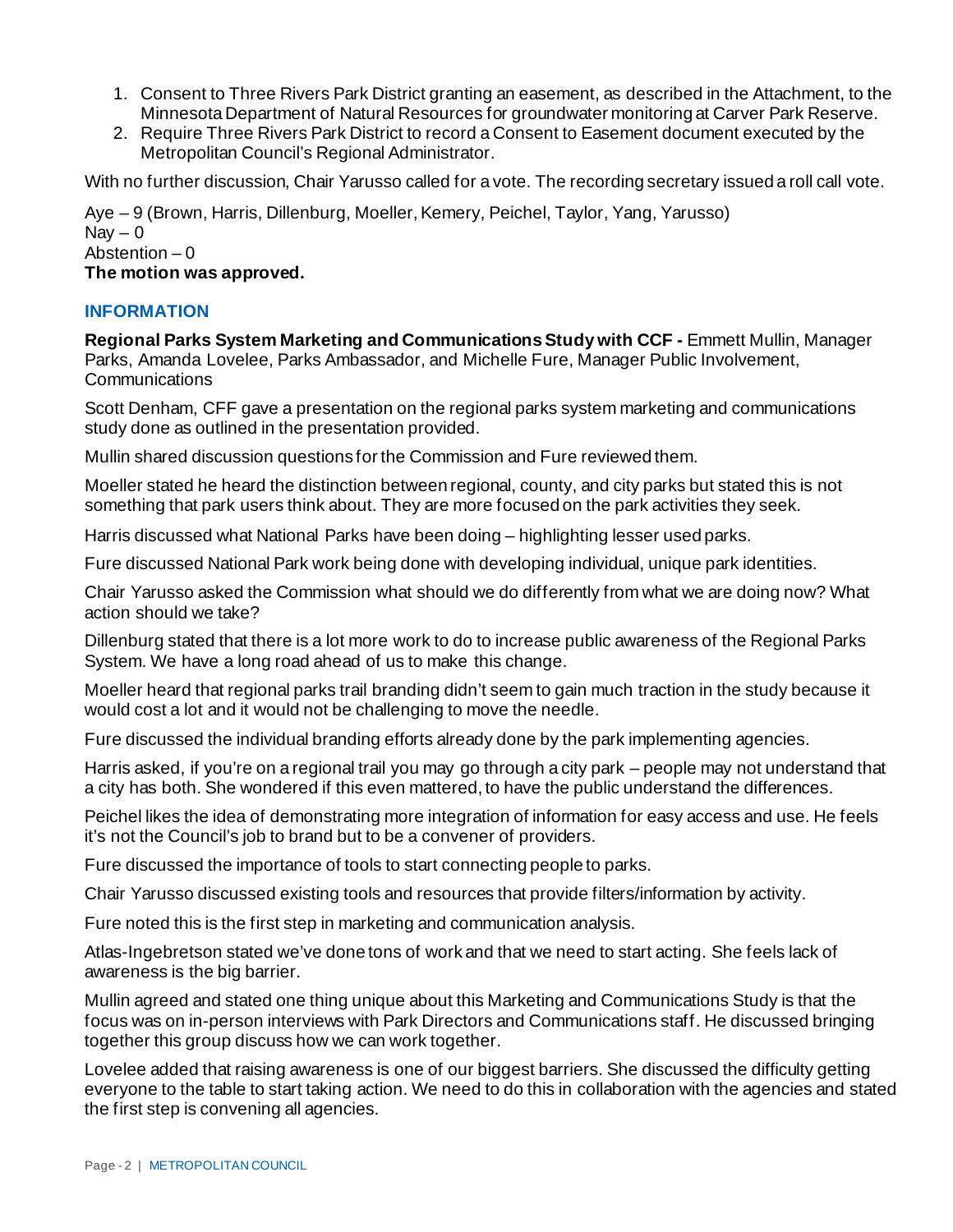1. Consent to Three Rivers Park District granting an easement, as described in the Attachment, to the Minnesota Department of Natural Resources for groundwater monitoring at Carver Park Reserve.
2. Require Three Rivers Park District to record a Consent to Easement document executed by the Metropolitan Council's Regional Administrator.

With no further discussion, Chair Yarusso called for a vote. The recording secretary issued a roll call vote.

Aye – 9 (Brown, Harris, Dillenburg, Moeller, Kemery, Peichel, Taylor, Yang, Yarusso)
Nay – 0
Abstention – 0
**The motion was approved.**

## INFORMATION

**Regional Parks System Marketing and Communications Study with CCF -** Emmett Mullin, Manager Parks, Amanda Lovelee, Parks Ambassador, and Michelle Fure, Manager Public Involvement, Communications

Scott Denham, CFF gave a presentation on the regional parks system marketing and communications study done as outlined in the presentation provided.

Mullin shared discussion questions for the Commission and Fure reviewed them.

Moeller stated he heard the distinction between regional, county, and city parks but stated this is not something that park users think about. They are more focused on the park activities they seek.

Harris discussed what National Parks have been doing – highlighting lesser used parks.

Fure discussed National Park work being done with developing individual, unique park identities.

Chair Yarusso asked the Commission what should we do differently from what we are doing now? What action should we take?

Dillenburg stated that there is a lot more work to do to increase public awareness of the Regional Parks System. We have a long road ahead of us to make this change.

Moeller heard that regional parks trail branding didn't seem to gain much traction in the study because it would cost a lot and it would not be challenging to move the needle.

Fure discussed the individual branding efforts already done by the park implementing agencies.

Harris asked, if you're on a regional trail you may go through a city park – people may not understand that a city has both. She wondered if this even mattered, to have the public understand the differences.

Peichel likes the idea of demonstrating more integration of information for easy access and use. He feels it's not the Council's job to brand but to be a convener of providers.

Fure discussed the importance of tools to start connecting people to parks.

Chair Yarusso discussed existing tools and resources that provide filters/information by activity.

Fure noted this is the first step in marketing and communication analysis.

Atlas-Ingebretson stated we've done tons of work and that we need to start acting. She feels lack of awareness is the big barrier.

Mullin agreed and stated one thing unique about this Marketing and Communications Study is that the focus was on in-person interviews with Park Directors and Communications staff. He discussed bringing together this group discuss how we can work together.

Lovelee added that raising awareness is one of our biggest barriers. She discussed the difficulty getting everyone to the table to start taking action. We need to do this in collaboration with the agencies and stated the first step is convening all agencies.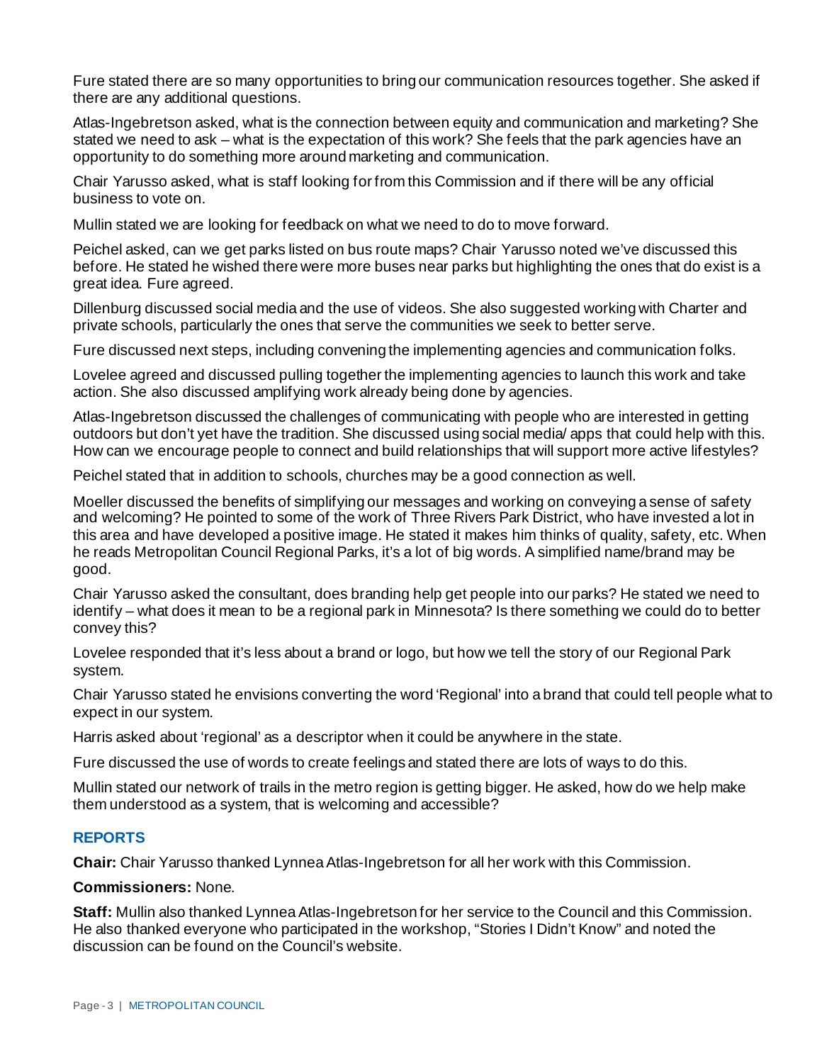Fure stated there are so many opportunities to bring our communication resources together. She asked if there are any additional questions.

Atlas-Ingebretson asked, what is the connection between equity and communication and marketing? She stated we need to ask – what is the expectation of this work? She feels that the park agencies have an opportunity to do something more around marketing and communication.

Chair Yarusso asked, what is staff looking for from this Commission and if there will be any official business to vote on.

Mullin stated we are looking for feedback on what we need to do to move forward.

Peichel asked, can we get parks listed on bus route maps? Chair Yarusso noted we've discussed this before. He stated he wished there were more buses near parks but highlighting the ones that do exist is a great idea. Fure agreed.

Dillenburg discussed social media and the use of videos. She also suggested working with Charter and private schools, particularly the ones that serve the communities we seek to better serve.

Fure discussed next steps, including convening the implementing agencies and communication folks.

Lovelee agreed and discussed pulling together the implementing agencies to launch this work and take action. She also discussed amplifying work already being done by agencies.

Atlas-Ingebretson discussed the challenges of communicating with people who are interested in getting outdoors but don't yet have the tradition. She discussed using social media/ apps that could help with this. How can we encourage people to connect and build relationships that will support more active lifestyles?

Peichel stated that in addition to schools, churches may be a good connection as well.

Moeller discussed the benefits of simplifying our messages and working on conveying a sense of safety and welcoming? He pointed to some of the work of Three Rivers Park District, who have invested a lot in this area and have developed a positive image. He stated it makes him thinks of quality, safety, etc. When he reads Metropolitan Council Regional Parks, it's a lot of big words. A simplified name/brand may be good.

Chair Yarusso asked the consultant, does branding help get people into our parks? He stated we need to identify – what does it mean to be a regional park in Minnesota? Is there something we could do to better convey this?

Lovelee responded that it's less about a brand or logo, but how we tell the story of our Regional Park system.

Chair Yarusso stated he envisions converting the word 'Regional' into a brand that could tell people what to expect in our system.

Harris asked about 'regional' as a descriptor when it could be anywhere in the state.

Fure discussed the use of words to create feelings and stated there are lots of ways to do this.

Mullin stated our network of trails in the metro region is getting bigger. He asked, how do we help make them understood as a system, that is welcoming and accessible?

## REPORTS

**Chair:** Chair Yarusso thanked Lynnea Atlas-Ingebretson for all her work with this Commission.

**Commissioners:** None.

**Staff:** Mullin also thanked Lynnea Atlas-Ingebretson for her service to the Council and this Commission. He also thanked everyone who participated in the workshop, "Stories I Didn't Know" and noted the discussion can be found on the Council's website.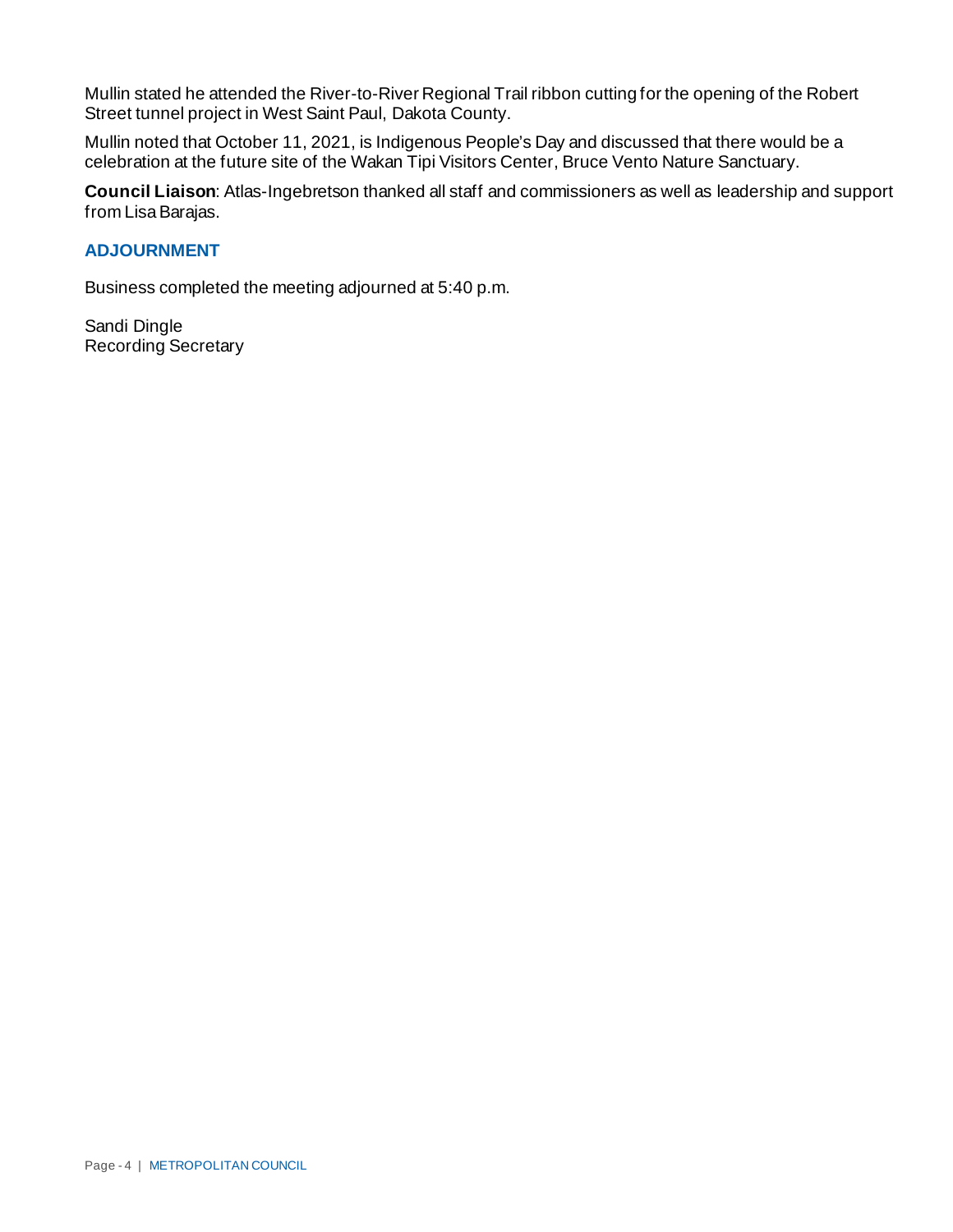Mullin stated he attended the River-to-River Regional Trail ribbon cutting for the opening of the Robert Street tunnel project in West Saint Paul, Dakota County.

Mullin noted that October 11, 2021, is Indigenous People's Day and discussed that there would be a celebration at the future site of the Wakan Tipi Visitors Center, Bruce Vento Nature Sanctuary.

**Council Liaison**: Atlas-Ingebretson thanked all staff and commissioners as well as leadership and support from Lisa Barajas.

## ADJOURNMENT

Business completed the meeting adjourned at 5:40 p.m.

Sandi Dingle
Recording Secretary